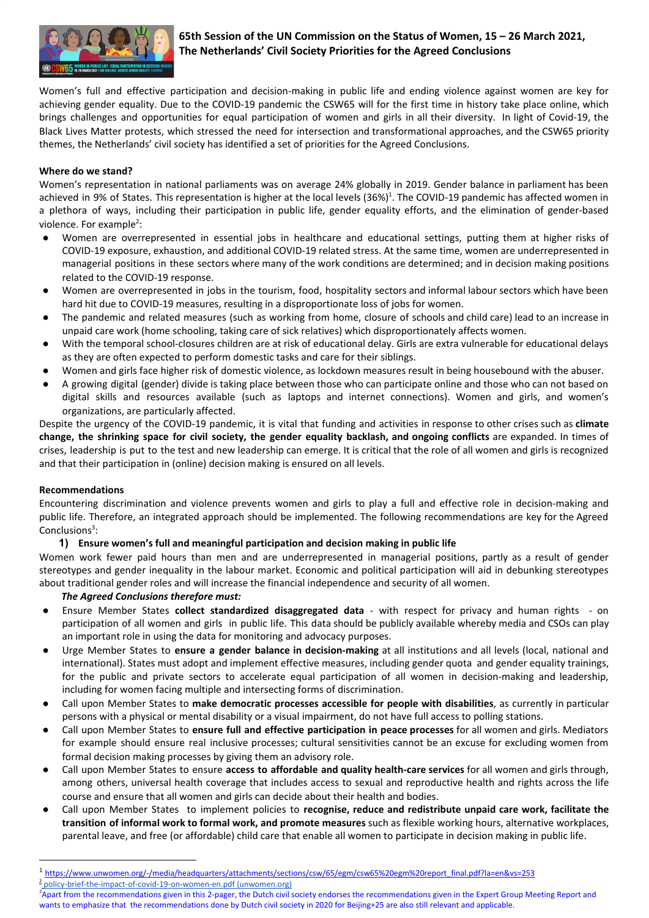# 65th Session of the UN Commission on the Status of Women, 15 – 26 March 2021, The Netherlands' Civil Society Priorities for the Agreed Conclusions

Women's full and effective participation and decision-making in public life and ending violence against women are key for achieving gender equality. Due to the COVID-19 pandemic the CSW65 will for the first time in history take place online, which brings challenges and opportunities for equal participation of women and girls in all their diversity. In light of Covid-19, the Black Lives Matter protests, which stressed the need for intersection and transformational approaches, and the CSW65 priority themes, the Netherlands' civil society has identified a set of priorities for the Agreed Conclusions.

**Where do we stand?**

Women's representation in national parliaments was on average 24% globally in 2019. Gender balance in parliament has been achieved in 9% of States. This representation is higher at the local levels (36%)[1]. The COVID-19 pandemic has affected women in a plethora of ways, including their participation in public life, gender equality efforts, and the elimination of gender-based violence. For example[2]:

- Women are overrepresented in essential jobs in healthcare and educational settings, putting them at higher risks of COVID-19 exposure, exhaustion, and additional COVID-19 related stress. At the same time, women are underrepresented in managerial positions in these sectors where many of the work conditions are determined; and in decision making positions related to the COVID-19 response.
- Women are overrepresented in jobs in the tourism, food, hospitality sectors and informal labour sectors which have been hard hit due to COVID-19 measures, resulting in a disproportionate loss of jobs for women.
- The pandemic and related measures (such as working from home, closure of schools and child care) lead to an increase in unpaid care work (home schooling, taking care of sick relatives) which disproportionately affects women.
- With the temporal school-closures children are at risk of educational delay. Girls are extra vulnerable for educational delays as they are often expected to perform domestic tasks and care for their siblings.
- Women and girls face higher risk of domestic violence, as lockdown measures result in being housebound with the abuser.
- A growing digital (gender) divide is taking place between those who can participate online and those who can not based on digital skills and resources available (such as laptops and internet connections). Women and girls, and women's organizations, are particularly affected.

Despite the urgency of the COVID-19 pandemic, it is vital that funding and activities in response to other crises such as **climate change, the shrinking space for civil society, the gender equality backlash, and ongoing conflicts** are expanded. In times of crises, leadership is put to the test and new leadership can emerge. It is critical that the role of all women and girls is recognized and that their participation in (online) decision making is ensured on all levels.

**Recommendations**

Encountering discrimination and violence prevents women and girls to play a full and effective role in decision-making and public life. Therefore, an integrated approach should be implemented. The following recommendations are key for the Agreed Conclusions[3]:

**1) Ensure women's full and meaningful participation and decision making in public life**

Women work fewer paid hours than men and are underrepresented in managerial positions, partly as a result of gender stereotypes and gender inequality in the labour market. Economic and political participation will aid in debunking stereotypes about traditional gender roles and will increase the financial independence and security of all women.

***The Agreed Conclusions therefore must:***

- Ensure Member States **collect standardized disaggregated data** - with respect for privacy and human rights - on participation of all women and girls in public life. This data should be publicly available whereby media and CSOs can play an important role in using the data for monitoring and advocacy purposes.
- Urge Member States to **ensure a gender balance in decision-making** at all institutions and all levels (local, national and international). States must adopt and implement effective measures, including gender quota and gender equality trainings, for the public and private sectors to accelerate equal participation of all women in decision-making and leadership, including for women facing multiple and intersecting forms of discrimination.
- Call upon Member States to **make democratic processes accessible for people with disabilities**, as currently in particular persons with a physical or mental disability or a visual impairment, do not have full access to polling stations.
- Call upon Member States to **ensure full and effective participation in peace processes** for all women and girls. Mediators for example should ensure real inclusive processes; cultural sensitivities cannot be an excuse for excluding women from formal decision making processes by giving them an advisory role.
- Call upon Member States to ensure **access to affordable and quality health-care services** for all women and girls through, among others, universal health coverage that includes access to sexual and reproductive health and rights across the life course and ensure that all women and girls can decide about their health and bodies.
- Call upon Member States to implement policies to **recognise, reduce and redistribute unpaid care work, facilitate the transition of informal work to formal work, and promote measures** such as flexible working hours, alternative workplaces, parental leave, and free (or affordable) child care that enable all women to participate in decision making in public life.

---

[1] https://www.unwomen.org/-/media/headquarters/attachments/sections/csw/65/egm/csw65%20egm%20report_final.pdf?la=en&vs=253

[2] policy-brief-the-impact-of-covid-19-on-women-en.pdf (unwomen.org)

[3] Apart from the recommendations given in this 2-pager, the Dutch civil society endorses the recommendations given in the Expert Group Meeting Report and wants to emphasize that the recommendations done by Dutch civil society in 2020 for Beijing+25 are also still relevant and applicable.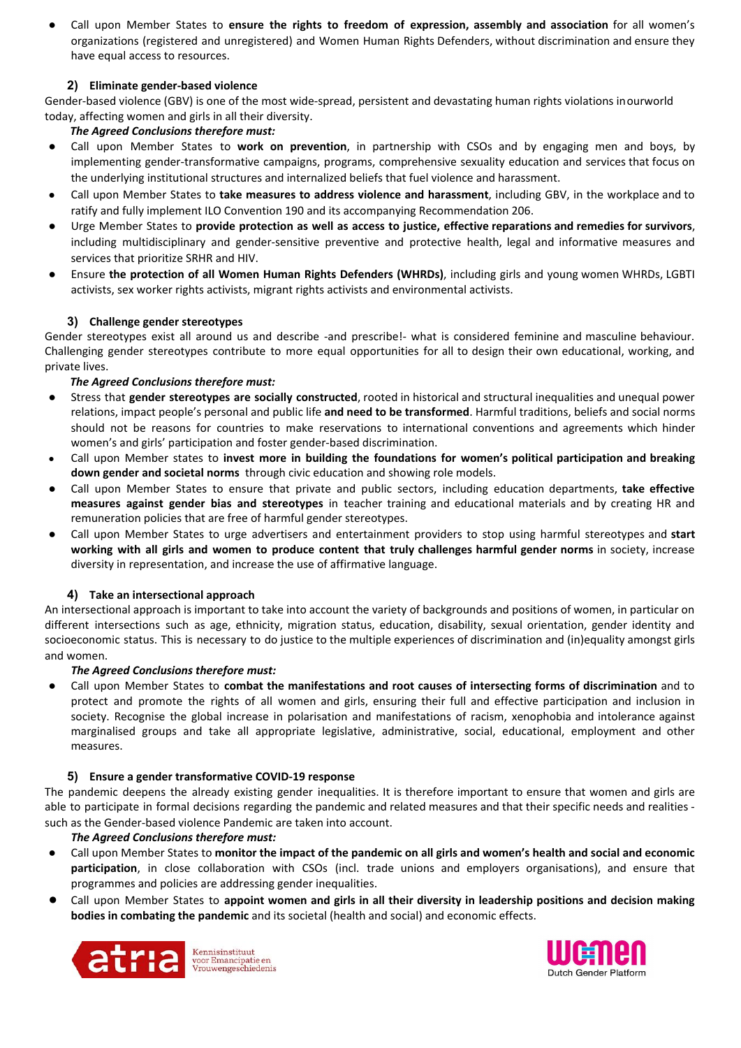- Call upon Member States to **ensure the rights to freedom of expression, assembly and association** for all women's organizations (registered and unregistered) and Women Human Rights Defenders, without discrimination and ensure they have equal access to resources.

## 2) Eliminate gender-based violence

Gender-based violence (GBV) is one of the most wide-spread, persistent and devastating human rights violations inourworld today, affecting women and girls in all their diversity.

***The Agreed Conclusions therefore must:***

- Call upon Member States to **work on prevention**, in partnership with CSOs and by engaging men and boys, by implementing gender-transformative campaigns, programs, comprehensive sexuality education and services that focus on the underlying institutional structures and internalized beliefs that fuel violence and harassment.
- Call upon Member States to **take measures to address violence and harassment**, including GBV, in the workplace and to ratify and fully implement ILO Convention 190 and its accompanying Recommendation 206.
- Urge Member States to **provide protection as well as access to justice, effective reparations and remedies for survivors**, including multidisciplinary and gender-sensitive preventive and protective health, legal and informative measures and services that prioritize SRHR and HIV.
- Ensure **the protection of all Women Human Rights Defenders (WHRDs)**, including girls and young women WHRDs, LGBTI activists, sex worker rights activists, migrant rights activists and environmental activists.

## 3) Challenge gender stereotypes

Gender stereotypes exist all around us and describe -and prescribe!- what is considered feminine and masculine behaviour. Challenging gender stereotypes contribute to more equal opportunities for all to design their own educational, working, and private lives.

***The Agreed Conclusions therefore must:***

- Stress that **gender stereotypes are socially constructed**, rooted in historical and structural inequalities and unequal power relations, impact people's personal and public life **and need to be transformed**. Harmful traditions, beliefs and social norms should not be reasons for countries to make reservations to international conventions and agreements which hinder women's and girls' participation and foster gender-based discrimination.
- Call upon Member states to **invest more in building the foundations for women's political participation and breaking down gender and societal norms** through civic education and showing role models.
- Call upon Member States to ensure that private and public sectors, including education departments, **take effective measures against gender bias and stereotypes** in teacher training and educational materials and by creating HR and remuneration policies that are free of harmful gender stereotypes.
- Call upon Member States to urge advertisers and entertainment providers to stop using harmful stereotypes and **start working with all girls and women to produce content that truly challenges harmful gender norms** in society, increase diversity in representation, and increase the use of affirmative language.

## 4) Take an intersectional approach

An intersectional approach is important to take into account the variety of backgrounds and positions of women, in particular on different intersections such as age, ethnicity, migration status, education, disability, sexual orientation, gender identity and socioeconomic status. This is necessary to do justice to the multiple experiences of discrimination and (in)equality amongst girls and women.

***The Agreed Conclusions therefore must:***

- Call upon Member States to **combat the manifestations and root causes of intersecting forms of discrimination** and to protect and promote the rights of all women and girls, ensuring their full and effective participation and inclusion in society. Recognise the global increase in polarisation and manifestations of racism, xenophobia and intolerance against marginalised groups and take all appropriate legislative, administrative, social, educational, employment and other measures.

## 5) Ensure a gender transformative COVID-19 response

The pandemic deepens the already existing gender inequalities. It is therefore important to ensure that women and girls are able to participate in formal decisions regarding the pandemic and related measures and that their specific needs and realities - such as the Gender-based violence Pandemic are taken into account.

***The Agreed Conclusions therefore must:***

- Call upon Member States to **monitor the impact of the pandemic on all girls and women's health and social and economic participation**, in close collaboration with CSOs (incl. trade unions and employers organisations), and ensure that programmes and policies are addressing gender inequalities.
- Call upon Member States to **appoint women and girls in all their diversity in leadership positions and decision making bodies in combating the pandemic** and its societal (health and social) and economic effects.

atria Kennisinstituut voor Emancipatie en Vrouwengeschiedenis

WO=MEN Dutch Gender Platform